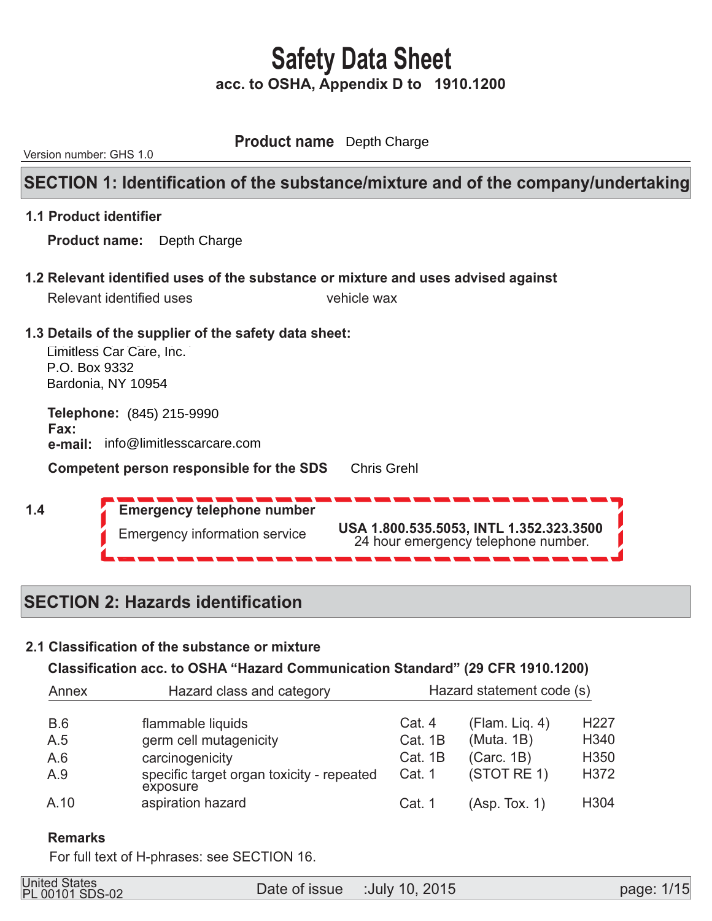# Safety Data Sheet

**acc. to OSHA, Appendix D to 1910.1200**

**Product name** Depth Charge

Version number: GHS 1.0

## SECTION 1: Identification of the substance/mixture and of the company/undertaking

### 1.1 Product identifier

**Product name:** Depth Charge

### 1.2 Relevant identified uses of the substance or mixture and uses advised against

Relevant identified uses vehicle wax

### 1.3 Details of the supplier of the safety data sheet:

Limitless Car Care, Inc.
P.O. Box 9332
Bardonia, NY 10954

**Telephone:** (845) 215-9990
**Fax:**
**e-mail:** info@limitlesscarcare.com

**Competent person responsible for the SDS** Chris Grehl

### 1.4

**Emergency telephone number**

Emergency information service **USA 1.800.535.5053, INTL 1.352.323.3500**
24 hour emergency telephone number.

## SECTION 2: Hazards identification

### 2.1 Classification of the substance or mixture

**Classification acc. to OSHA "Hazard Communication Standard" (29 CFR 1910.1200)**

| Annex | Hazard class and category | | Hazard statement code (s) | |
|---|---|---|---|---|
| B.6 | flammable liquids | Cat. 4 | (Flam. Liq. 4) | H227 |
| A.5 | germ cell mutagenicity | Cat. 1B | (Muta. 1B) | H340 |
| A.6 | carcinogenicity | Cat. 1B | (Carc. 1B) | H350 |
| A.9 | specific target organ toxicity - repeated exposure | Cat. 1 | (STOT RE 1) | H372 |
| A.10 | aspiration hazard | Cat. 1 | (Asp. Tox. 1) | H304 |

**Remarks**

For full text of H-phrases: see SECTION 16.

United States
PL 00101 SDS-02

Date of issue :July 10, 2015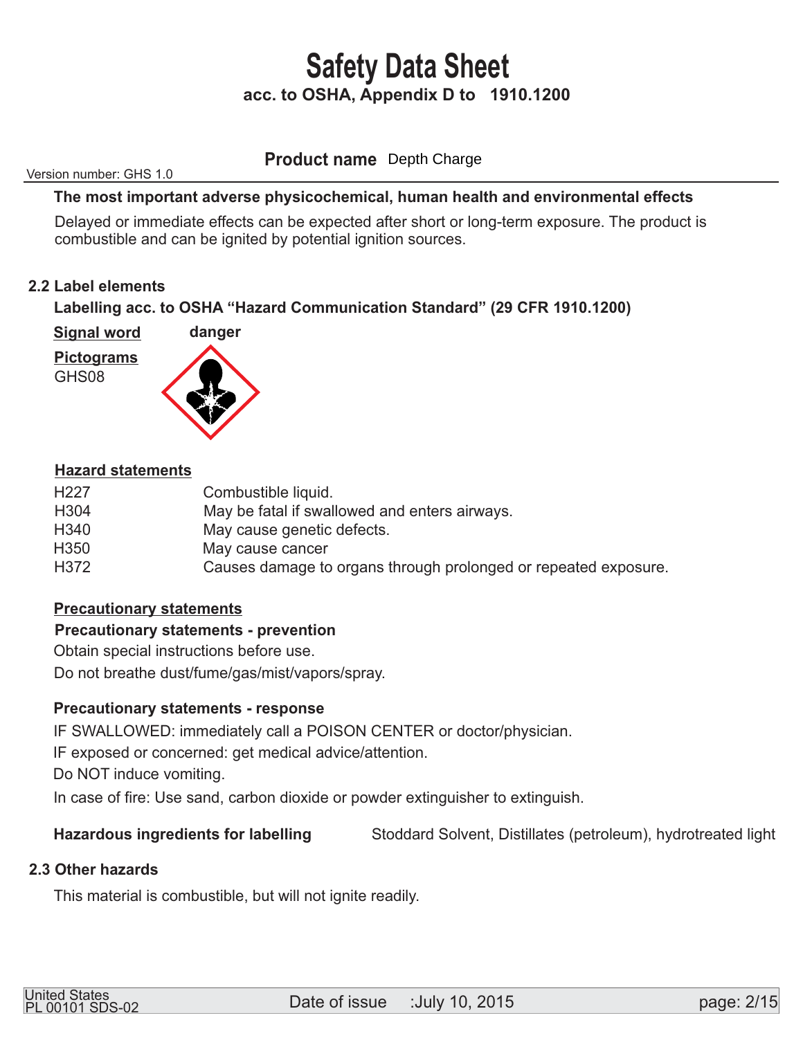# Safety Data Sheet

**acc. to OSHA, Appendix D to 1910.1200**

Version number: GHS 1.0

**Product name** Depth Charge

**The most important adverse physicochemical, human health and environmental effects**

Delayed or immediate effects can be expected after short or long-term exposure. The product is combustible and can be ignited by potential ignition sources.

## 2.2 Label elements

**Labelling acc. to OSHA "Hazard Communication Standard" (29 CFR 1910.1200)**

**Signal word** **danger**

**Pictograms**

GHS08

**Hazard statements**

| | |
|---|---|
| H227 | Combustible liquid. |
| H304 | May be fatal if swallowed and enters airways. |
| H340 | May cause genetic defects. |
| H350 | May cause cancer |
| H372 | Causes damage to organs through prolonged or repeated exposure. |

**Precautionary statements**

**Precautionary statements - prevention**

Obtain special instructions before use.

Do not breathe dust/fume/gas/mist/vapors/spray.

**Precautionary statements - response**

IF SWALLOWED: immediately call a POISON CENTER or doctor/physician.

IF exposed or concerned: get medical advice/attention.

Do NOT induce vomiting.

In case of fire: Use sand, carbon dioxide or powder extinguisher to extinguish.

**Hazardous ingredients for labelling** Stoddard Solvent, Distillates (petroleum), hydrotreated light

## 2.3 Other hazards

This material is combustible, but will not ignite readily.

United States
PL 00101 SDS-02 Date of issue :July 10, 2015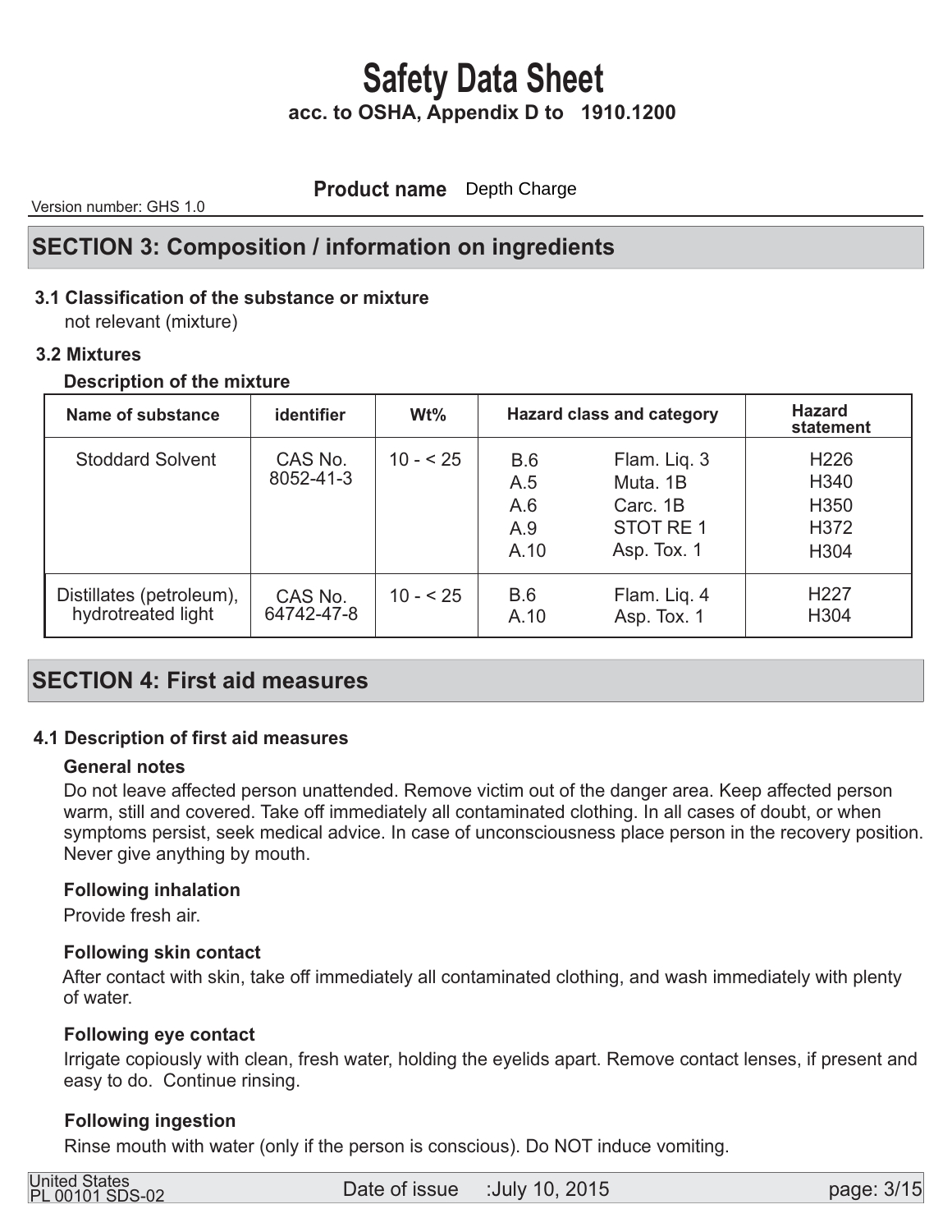# Safety Data Sheet

**acc. to OSHA, Appendix D to 1910.1200**

**Product name** Depth Charge

Version number: GHS 1.0

## SECTION 3: Composition / information on ingredients

### 3.1 Classification of the substance or mixture

not relevant (mixture)

### 3.2 Mixtures

**Description of the mixture**

| Name of substance | identifier | Wt% | Hazard class and category | | Hazard statement |
|---|---|---|---|---|---|
| Stoddard Solvent | CAS No. 8052-41-3 | 10 - < 25 | B.6<br>A.5<br>A.6<br>A.9<br>A.10 | Flam. Liq. 3<br>Muta. 1B<br>Carc. 1B<br>STOT RE 1<br>Asp. Tox. 1 | H226<br>H340<br>H350<br>H372<br>H304 |
| Distillates (petroleum), hydrotreated light | CAS No. 64742-47-8 | 10 - < 25 | B.6<br>A.10 | Flam. Liq. 4<br>Asp. Tox. 1 | H227<br>H304 |

## SECTION 4: First aid measures

### 4.1 Description of first aid measures

**General notes**

Do not leave affected person unattended. Remove victim out of the danger area. Keep affected person warm, still and covered. Take off immediately all contaminated clothing. In all cases of doubt, or when symptoms persist, seek medical advice. In case of unconsciousness place person in the recovery position. Never give anything by mouth.

**Following inhalation**

Provide fresh air.

**Following skin contact**

After contact with skin, take off immediately all contaminated clothing, and wash immediately with plenty of water.

**Following eye contact**

Irrigate copiously with clean, fresh water, holding the eyelids apart. Remove contact lenses, if present and easy to do. Continue rinsing.

**Following ingestion**

Rinse mouth with water (only if the person is conscious). Do NOT induce vomiting.

United States
PL 00101 SDS-02

Date of issue :July 10, 2015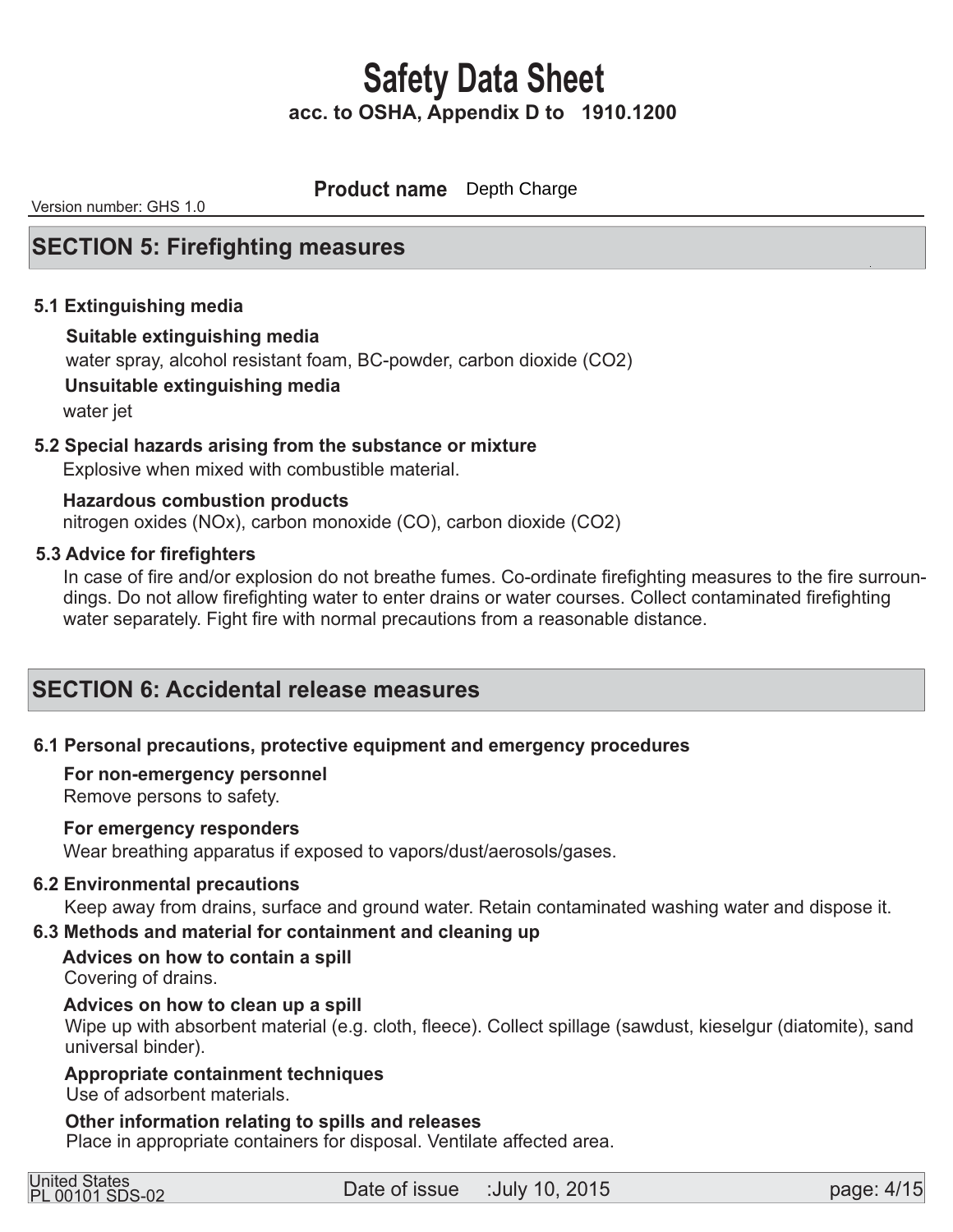# Safety Data Sheet

**acc. to OSHA, Appendix D to 1910.1200**

**Product name** Depth Charge

Version number: GHS 1.0

## SECTION 5: Firefighting measures

### 5.1 Extinguishing media

**Suitable extinguishing media**

water spray, alcohol resistant foam, BC-powder, carbon dioxide ($CO_2$)

**Unsuitable extinguishing media**

water jet

### 5.2 Special hazards arising from the substance or mixture

Explosive when mixed with combustible material.

**Hazardous combustion products**

nitrogen oxides ($NO_x$), carbon monoxide (CO), carbon dioxide ($CO_2$)

### 5.3 Advice for firefighters

In case of fire and/or explosion do not breathe fumes. Co-ordinate firefighting measures to the fire surroundings. Do not allow firefighting water to enter drains or water courses. Collect contaminated firefighting water separately. Fight fire with normal precautions from a reasonable distance.

## SECTION 6: Accidental release measures

### 6.1 Personal precautions, protective equipment and emergency procedures

**For non-emergency personnel**

Remove persons to safety.

**For emergency responders**

Wear breathing apparatus if exposed to vapors/dust/aerosols/gases.

### 6.2 Environmental precautions

Keep away from drains, surface and ground water. Retain contaminated washing water and dispose it.

### 6.3 Methods and material for containment and cleaning up

**Advices on how to contain a spill**

Covering of drains.

**Advices on how to clean up a spill**

Wipe up with absorbent material (e.g. cloth, fleece). Collect spillage (sawdust, kieselgur (diatomite), sand universal binder).

**Appropriate containment techniques**

Use of adsorbent materials.

**Other information relating to spills and releases**

Place in appropriate containers for disposal. Ventilate affected area.

United States
PL 00101 SDS-02 Date of issue :July 10, 2015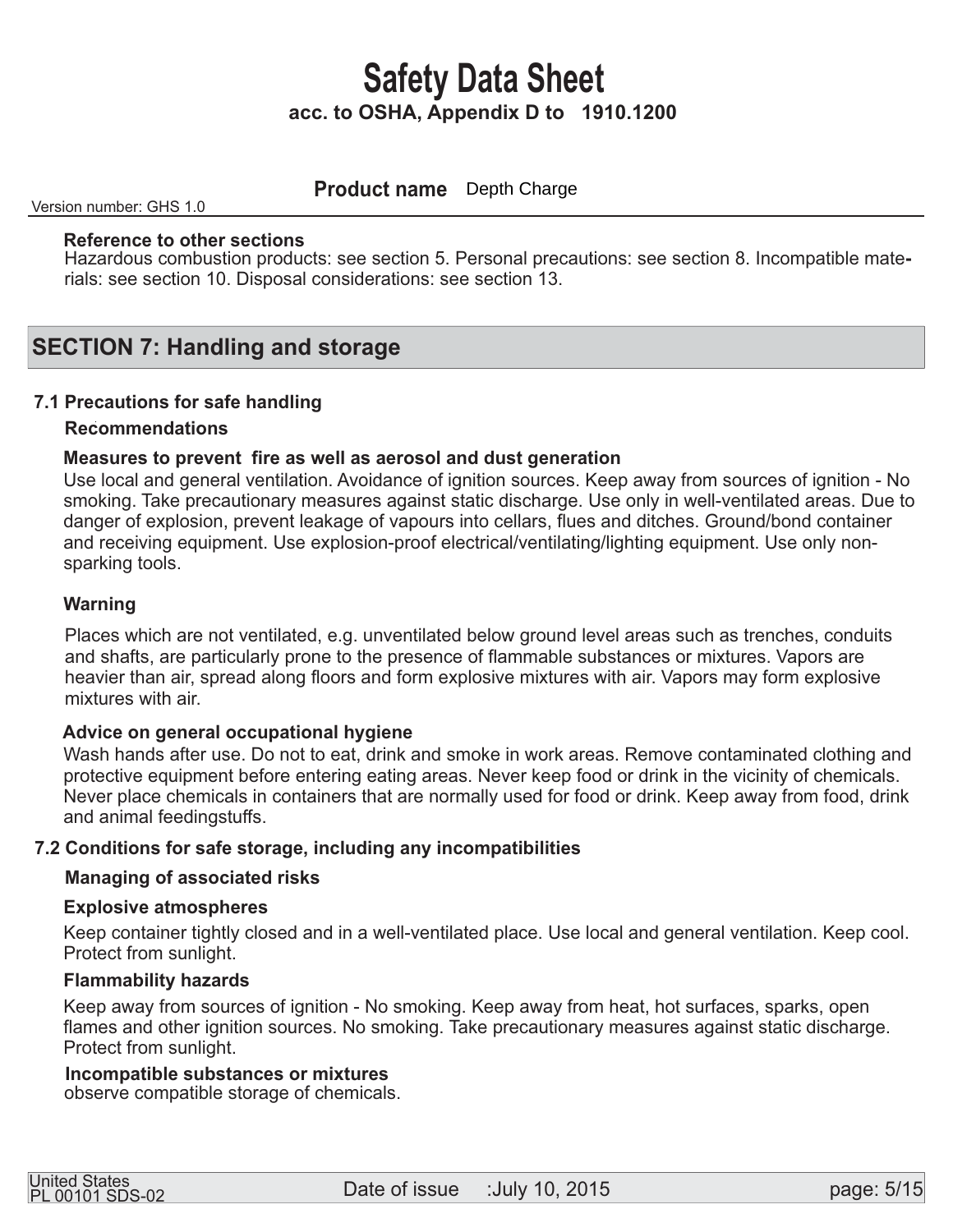**Reference to other sections**
Hazardous combustion products: see section 5. Personal precautions: see section 8. Incompatible materials: see section 10. Disposal considerations: see section 13.

## SECTION 7: Handling and storage

### 7.1 Precautions for safe handling

**Recommendations**

**Measures to prevent fire as well as aerosol and dust generation**
Use local and general ventilation. Avoidance of ignition sources. Keep away from sources of ignition - No smoking. Take precautionary measures against static discharge. Use only in well-ventilated areas. Due to danger of explosion, prevent leakage of vapours into cellars, flues and ditches. Ground/bond container and receiving equipment. Use explosion-proof electrical/ventilating/lighting equipment. Use only non-sparking tools.

**Warning**

Places which are not ventilated, e.g. unventilated below ground level areas such as trenches, conduits and shafts, are particularly prone to the presence of flammable substances or mixtures. Vapors are heavier than air, spread along floors and form explosive mixtures with air. Vapors may form explosive mixtures with air.

**Advice on general occupational hygiene**
Wash hands after use. Do not to eat, drink and smoke in work areas. Remove contaminated clothing and protective equipment before entering eating areas. Never keep food or drink in the vicinity of chemicals. Never place chemicals in containers that are normally used for food or drink. Keep away from food, drink and animal feedingstuffs.

### 7.2 Conditions for safe storage, including any incompatibilities

**Managing of associated risks**

**Explosive atmospheres**

Keep container tightly closed and in a well-ventilated place. Use local and general ventilation. Keep cool. Protect from sunlight.

**Flammability hazards**

Keep away from sources of ignition - No smoking. Keep away from heat, hot surfaces, sparks, open flames and other ignition sources. No smoking. Take precautionary measures against static discharge. Protect from sunlight.

**Incompatible substances or mixtures**
observe compatible storage of chemicals.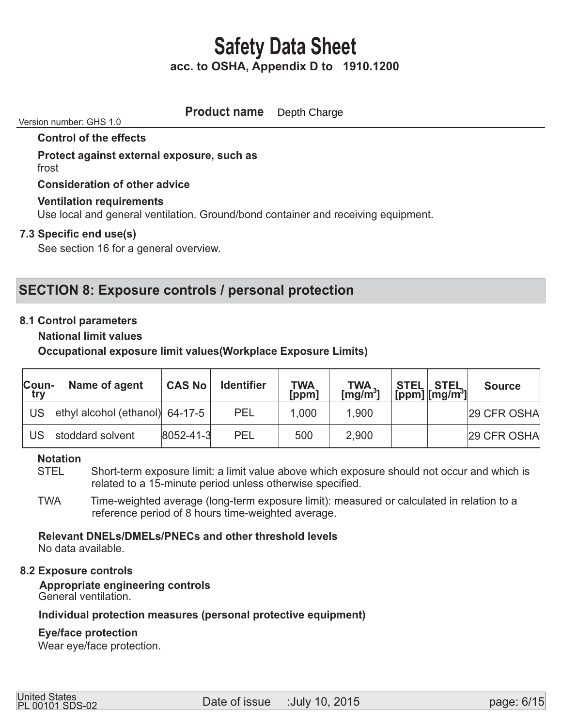**Control of the effects**

**Protect against external exposure, such as**
frost

**Consideration of other advice**

**Ventilation requirements**
Use local and general ventilation. Ground/bond container and receiving equipment.

**7.3 Specific end use(s)**
See section 16 for a general overview.

## SECTION 8: Exposure controls / personal protection

**8.1 Control parameters**

**National limit values**

**Occupational exposure limit values(Workplace Exposure Limits)**

| Country | Name of agent | CAS No | Identifier | TWA [ppm] | TWA [mg/m³] | STEL [ppm] | STEL [mg/m³] | Source |
|---|---|---|---|---|---|---|---|---|
| US | ethyl alcohol (ethanol) | 64-17-5 | PEL | 1,000 | 1,900 | | | 29 CFR OSHA |
| US | stoddard solvent | 8052-41-3 | PEL | 500 | 2,900 | | | 29 CFR OSHA |

**Notation**

STEL Short-term exposure limit: a limit value above which exposure should not occur and which is related to a 15-minute period unless otherwise specified.

TWA Time-weighted average (long-term exposure limit): measured or calculated in relation to a reference period of 8 hours time-weighted average.

**Relevant DNELs/DMELs/PNECs and other threshold levels**
No data available.

**8.2 Exposure controls**

**Appropriate engineering controls**
General ventilation.

**Individual protection measures (personal protective equipment)**

**Eye/face protection**
Wear eye/face protection.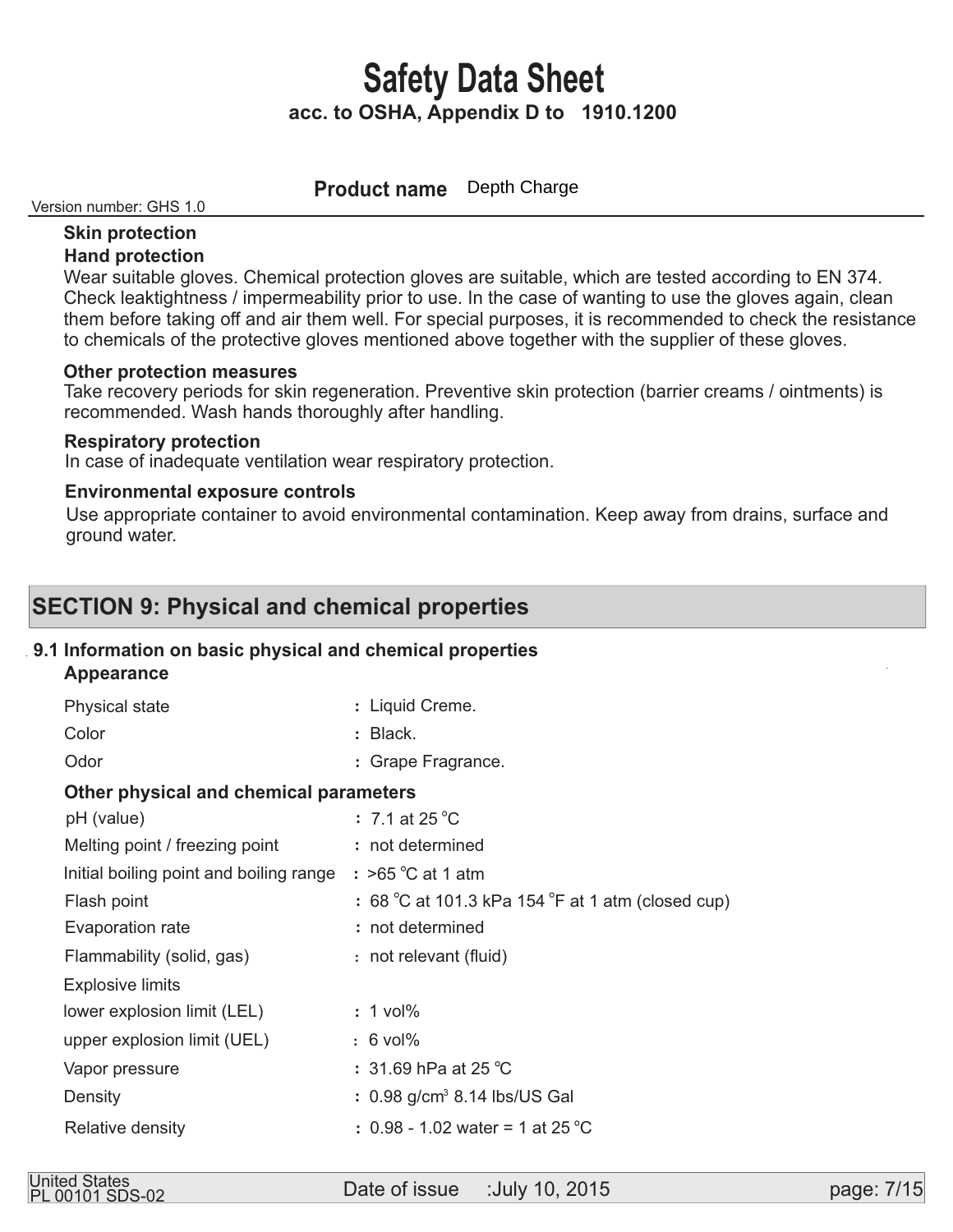**Skin protection**

**Hand protection**

Wear suitable gloves. Chemical protection gloves are suitable, which are tested according to EN 374. Check leaktightness / impermeability prior to use. In the case of wanting to use the gloves again, clean them before taking off and air them well. For special purposes, it is recommended to check the resistance to chemicals of the protective gloves mentioned above together with the supplier of these gloves.

**Other protection measures**

Take recovery periods for skin regeneration. Preventive skin protection (barrier creams / ointments) is recommended. Wash hands thoroughly after handling.

**Respiratory protection**

In case of inadequate ventilation wear respiratory protection.

**Environmental exposure controls**

Use appropriate container to avoid environmental contamination. Keep away from drains, surface and ground water.

## SECTION 9: Physical and chemical properties

### 9.1 Information on basic physical and chemical properties

**Appearance**

| | |
|---|---|
| Physical state | : Liquid Creme. |
| Color | : Black. |
| Odor | : Grape Fragrance. |

**Other physical and chemical parameters**

| | |
|---|---|
| pH (value) | : 7.1 at 25 °C |
| Melting point / freezing point | : not determined |
| Initial boiling point and boiling range | : >65 °C at 1 atm |
| Flash point | : 68 °C at 101.3 kPa 154 °F at 1 atm (closed cup) |
| Evaporation rate | : not determined |
| Flammability (solid, gas) | : not relevant (fluid) |
| Explosive limits | |
| lower explosion limit (LEL) | : 1 vol% |
| upper explosion limit (UEL) | : 6 vol% |
| Vapor pressure | : 31.69 hPa at 25 °C |
| Density | : 0.98 g/cm$^3$ 8.14 lbs/US Gal |
| Relative density | : 0.98 - 1.02 water = 1 at 25 °C |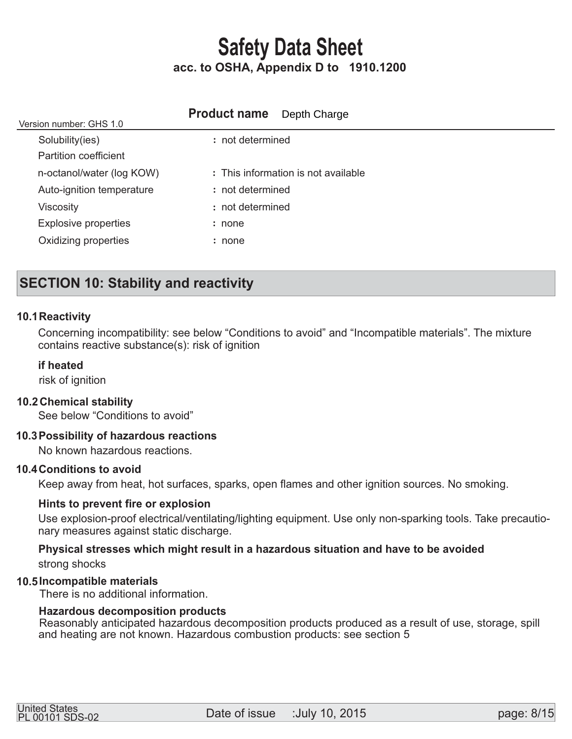| Property | Value |
|---|---|
| Solubility(ies) | : not determined |
| Partition coefficient | |
| n-octanol/water (log KOW) | : This information is not available |
| Auto-ignition temperature | : not determined |
| Viscosity | : not determined |
| Explosive properties | : none |
| Oxidizing properties | : none |

## SECTION 10: Stability and reactivity

### 10.1 Reactivity

Concerning incompatibility: see below "Conditions to avoid" and "Incompatible materials". The mixture contains reactive substance(s): risk of ignition

**if heated**

risk of ignition

### 10.2 Chemical stability

See below "Conditions to avoid"

### 10.3 Possibility of hazardous reactions

No known hazardous reactions.

### 10.4 Conditions to avoid

Keep away from heat, hot surfaces, sparks, open flames and other ignition sources. No smoking.

**Hints to prevent fire or explosion**

Use explosion-proof electrical/ventilating/lighting equipment. Use only non-sparking tools. Take precautionary measures against static discharge.

**Physical stresses which might result in a hazardous situation and have to be avoided**

strong shocks

### 10.5 Incompatible materials

There is no additional information.

**Hazardous decomposition products**

Reasonably anticipated hazardous decomposition products produced as a result of use, storage, spill and heating are not known. Hazardous combustion products: see section 5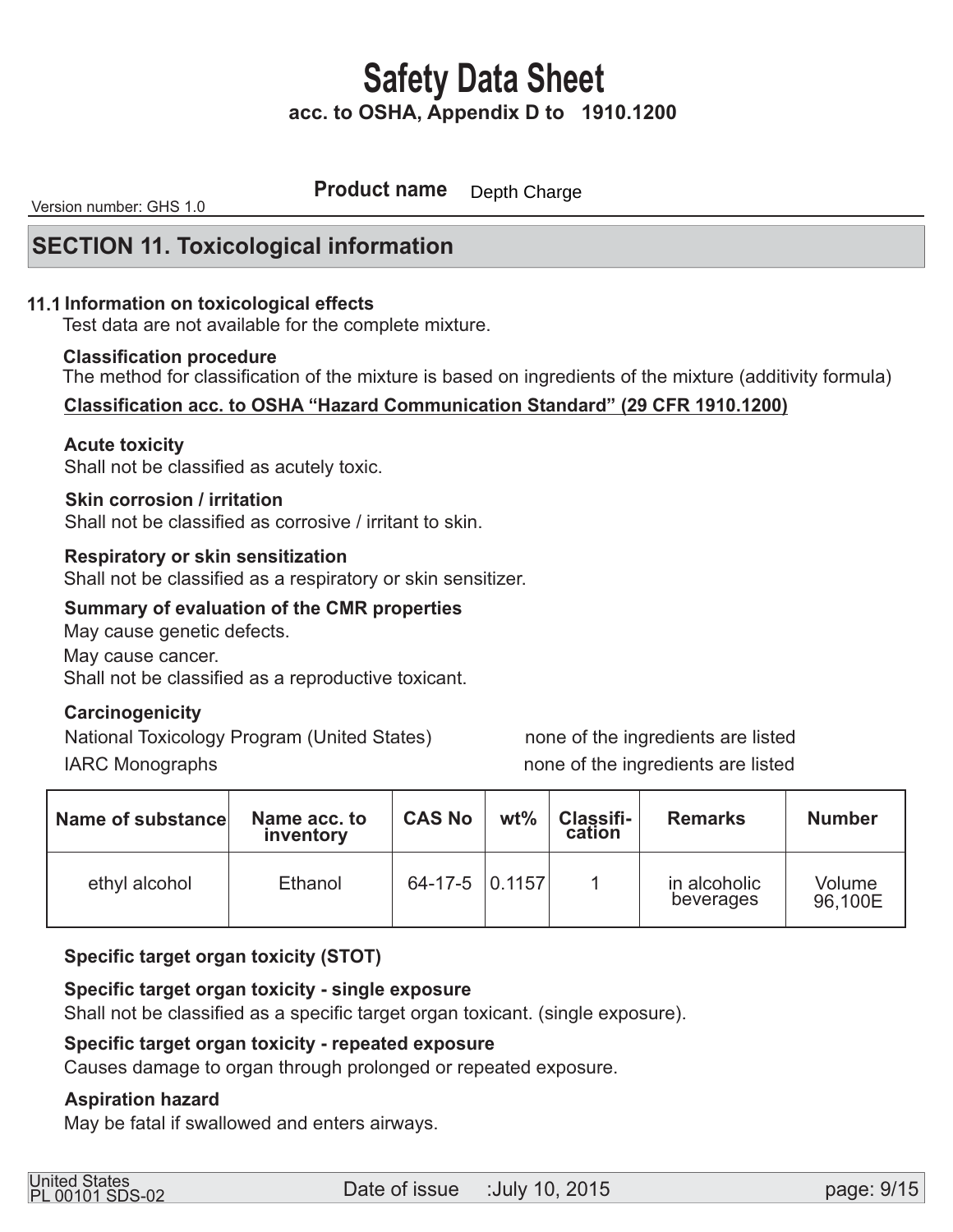# Safety Data Sheet

**acc. to OSHA, Appendix D to 1910.1200**

Version number: GHS 1.0 **Product name** Depth Charge

## SECTION 11. Toxicological information

### 11.1 Information on toxicological effects

Test data are not available for the complete mixture.

**Classification procedure**

The method for classification of the mixture is based on ingredients of the mixture (additivity formula)

**Classification acc. to OSHA "Hazard Communication Standard" (29 CFR 1910.1200)**

**Acute toxicity**

Shall not be classified as acutely toxic.

**Skin corrosion / irritation**

Shall not be classified as corrosive / irritant to skin.

**Respiratory or skin sensitization**

Shall not be classified as a respiratory or skin sensitizer.

**Summary of evaluation of the CMR properties**

May cause genetic defects.

May cause cancer.

Shall not be classified as a reproductive toxicant.

**Carcinogenicity**

National Toxicology Program (United States) none of the ingredients are listed

IARC Monographs none of the ingredients are listed

| Name of substance | Name acc. to inventory | CAS No | wt% | Classification | Remarks | Number |
|---|---|---|---|---|---|---|
| ethyl alcohol | Ethanol | 64-17-5 | 0.1157 | 1 | in alcoholic beverages | Volume 96,100E |

**Specific target organ toxicity (STOT)**

**Specific target organ toxicity - single exposure**

Shall not be classified as a specific target organ toxicant. (single exposure).

**Specific target organ toxicity - repeated exposure**

Causes damage to organ through prolonged or repeated exposure.

**Aspiration hazard**

May be fatal if swallowed and enters airways.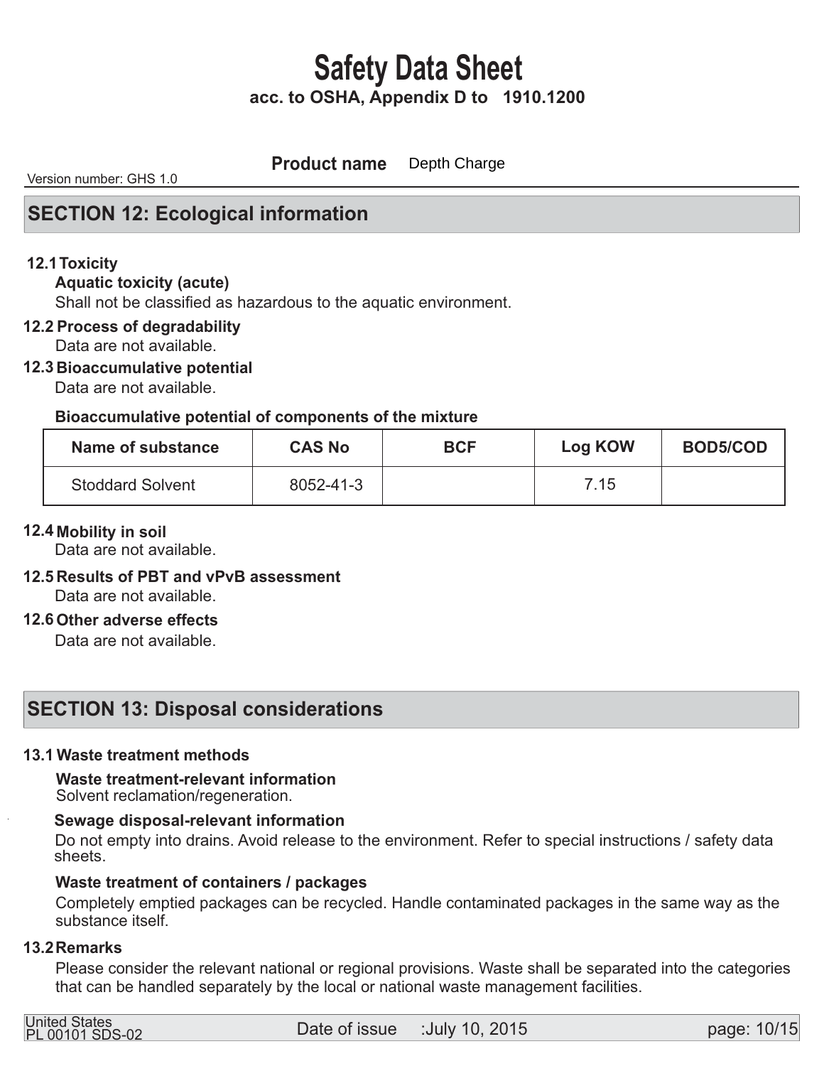# Safety Data Sheet

**acc. to OSHA, Appendix D to 1910.1200**

Version number: GHS 1.0

**Product name** Depth Charge

## SECTION 12: Ecological information

**12.1 Toxicity**

**Aquatic toxicity (acute)**

Shall not be classified as hazardous to the aquatic environment.

**12.2 Process of degradability**

Data are not available.

**12.3 Bioaccumulative potential**

Data are not available.

**Bioaccumulative potential of components of the mixture**

| Name of substance | CAS No | BCF | Log KOW | BOD5/COD |
|---|---|---|---|---|
| Stoddard Solvent | 8052-41-3 | | 7.15 | |

**12.4 Mobility in soil**

Data are not available.

**12.5 Results of PBT and vPvB assessment**

Data are not available.

**12.6 Other adverse effects**

Data are not available.

## SECTION 13: Disposal considerations

**13.1 Waste treatment methods**

**Waste treatment-relevant information**

Solvent reclamation/regeneration.

**Sewage disposal-relevant information**

Do not empty into drains. Avoid release to the environment. Refer to special instructions / safety data sheets.

**Waste treatment of containers / packages**

Completely emptied packages can be recycled. Handle contaminated packages in the same way as the substance itself.

**13.2 Remarks**

Please consider the relevant national or regional provisions. Waste shall be separated into the categories that can be handled separately by the local or national waste management facilities.

United States
PL 00101 SDS-02

Date of issue :July 10, 2015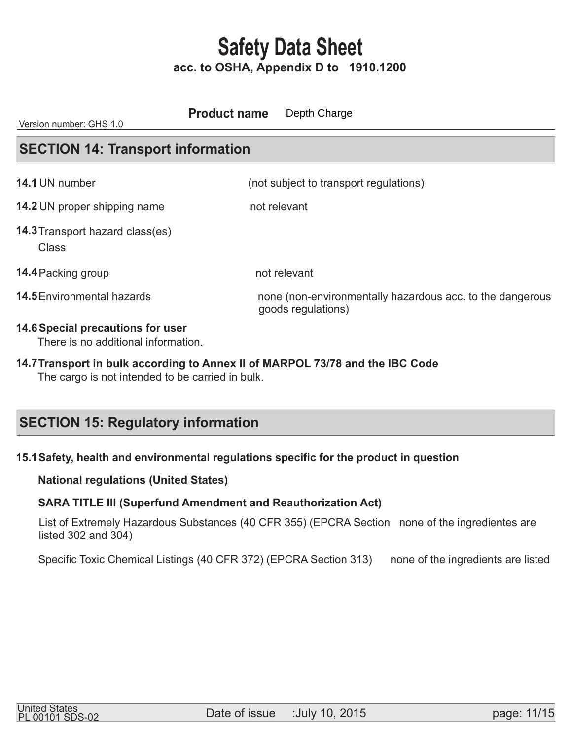# Safety Data Sheet

**acc. to OSHA, Appendix D to 1910.1200**

Version number: GHS 1.0

**Product name** Depth Charge

## SECTION 14: Transport information

**14.1** UN number — (not subject to transport regulations)

**14.2** UN proper shipping name — not relevant

**14.3** Transport hazard class(es)

Class

**14.4** Packing group — not relevant

**14.5** Environmental hazards — none (non-environmentally hazardous acc. to the dangerous goods regulations)

**14.6 Special precautions for user**

There is no additional information.

**14.7 Transport in bulk according to Annex II of MARPOL 73/78 and the IBC Code**

The cargo is not intended to be carried in bulk.

## SECTION 15: Regulatory information

**15.1 Safety, health and environmental regulations specific for the product in question**

**National regulations (United States)**

**SARA TITLE III (Superfund Amendment and Reauthorization Act)**

List of Extremely Hazardous Substances (40 CFR 355) (EPCRA Section listed 302 and 304) — none of the ingredientes are

Specific Toxic Chemical Listings (40 CFR 372) (EPCRA Section 313) — none of the ingredients are listed

United States
PL 00101 SDS-02

Date of issue :July 10, 2015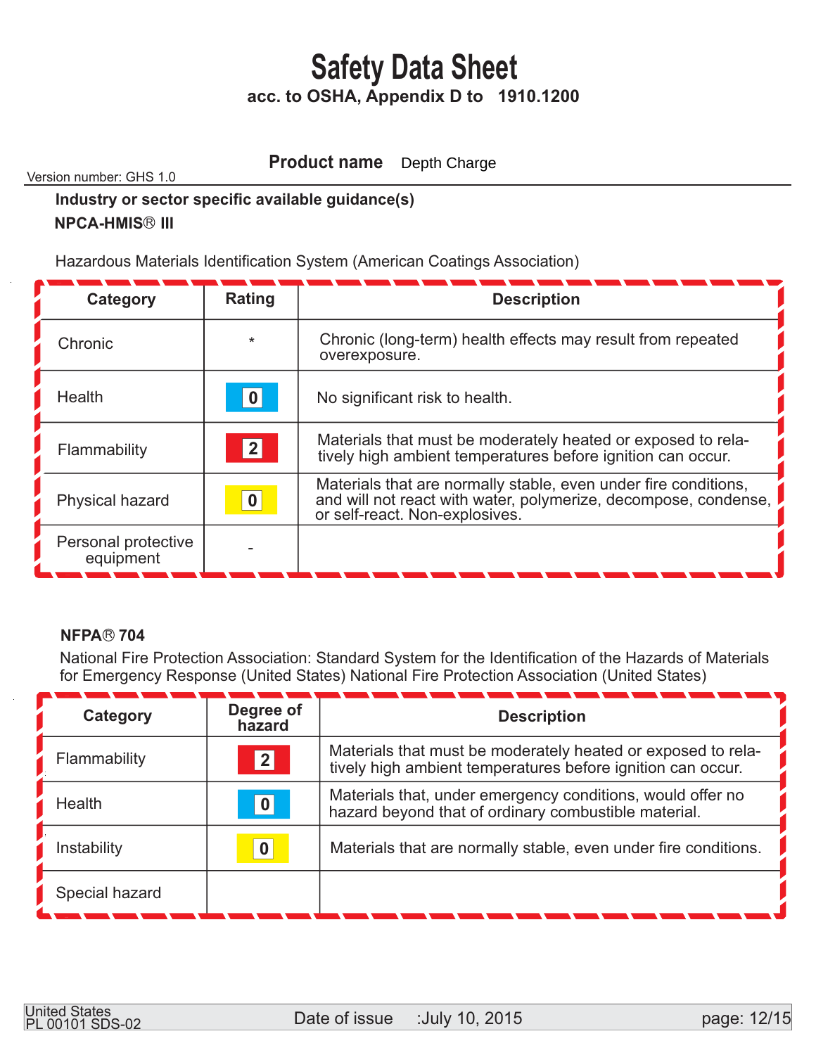# Safety Data Sheet

**acc. to OSHA, Appendix D to 1910.1200**

**Product name** Depth Charge

Version number: GHS 1.0

**Industry or sector specific available guidance(s)**

**NPCA-HMIS® III**

Hazardous Materials Identification System (American Coatings Association)

| Category | Rating | Description |
|---|---|---|
| Chronic | * | Chronic (long-term) health effects may result from repeated overexposure. |
| Health | 0 | No significant risk to health. |
| Flammability | 2 | Materials that must be moderately heated or exposed to relatively high ambient temperatures before ignition can occur. |
| Physical hazard | 0 | Materials that are normally stable, even under fire conditions, and will not react with water, polymerize, decompose, condense, or self-react. Non-explosives. |
| Personal protective equipment | - | |

**NFPA® 704**

National Fire Protection Association: Standard System for the Identification of the Hazards of Materials for Emergency Response (United States) National Fire Protection Association (United States)

| Category | Degree of hazard | Description |
|---|---|---|
| Flammability | 2 | Materials that must be moderately heated or exposed to relatively high ambient temperatures before ignition can occur. |
| Health | 0 | Materials that, under emergency conditions, would offer no hazard beyond that of ordinary combustible material. |
| Instability | 0 | Materials that are normally stable, even under fire conditions. |
| Special hazard | | |

United States
PL 00101 SDS-02

Date of issue :July 10, 2015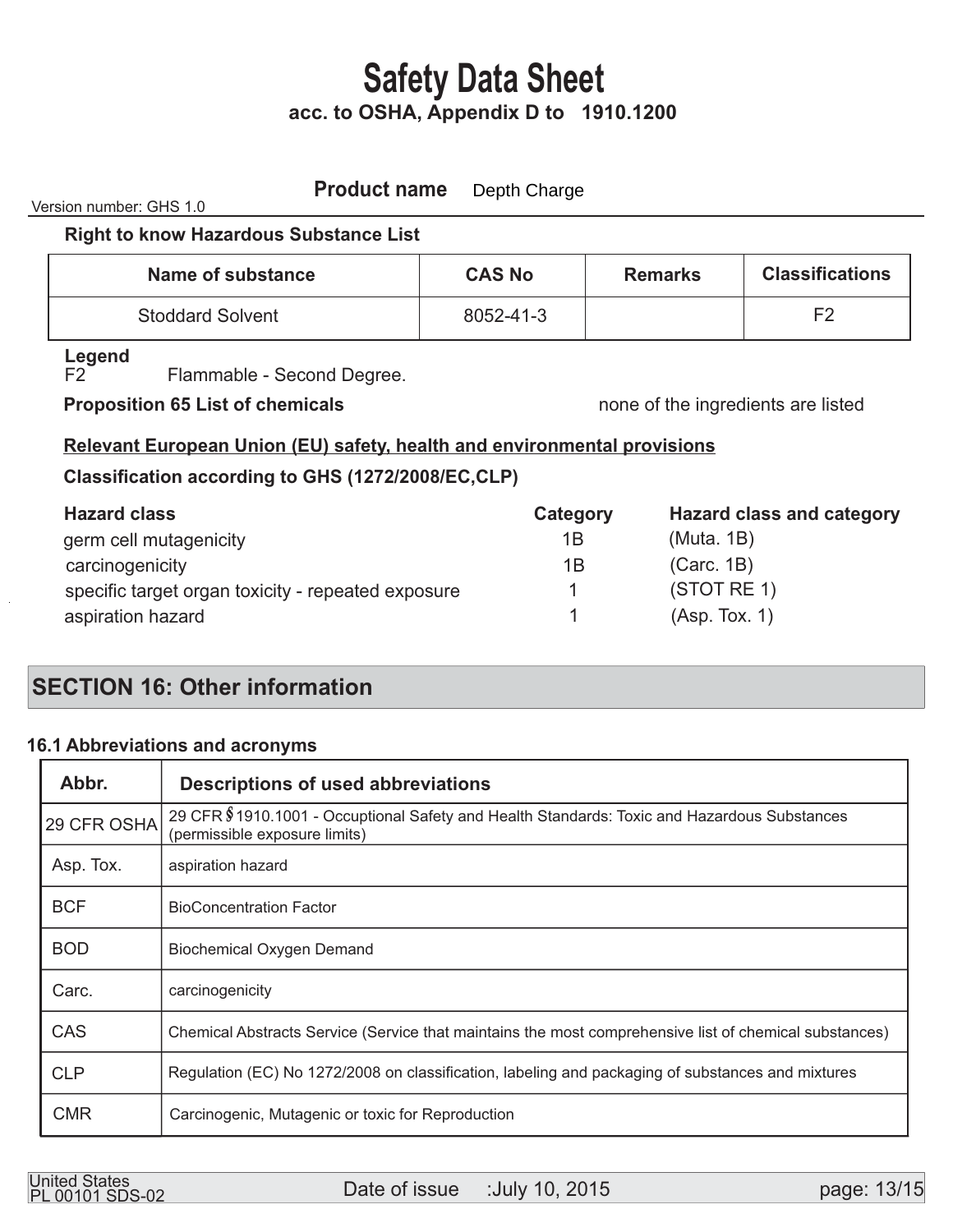# Safety Data Sheet

**acc. to OSHA, Appendix D to 1910.1200**

Version number: GHS 1.0

**Product name** Depth Charge

**Right to know Hazardous Substance List**

| Name of substance | CAS No | Remarks | Classifications |
|---|---|---|---|
| Stoddard Solvent | 8052-41-3 | | F2 |

**Legend**

F2 Flammable - Second Degree.

**Proposition 65 List of chemicals** none of the ingredients are listed

**Relevant European Union (EU) safety, health and environmental provisions**

**Classification according to GHS (1272/2008/EC,CLP)**

| Hazard class | Category | Hazard class and category |
|---|---|---|
| germ cell mutagenicity | 1B | (Muta. 1B) |
| carcinogenicity | 1B | (Carc. 1B) |
| specific target organ toxicity - repeated exposure | 1 | (STOT RE 1) |
| aspiration hazard | 1 | (Asp. Tox. 1) |

## SECTION 16: Other information

### 16.1 Abbreviations and acronyms

| Abbr. | Descriptions of used abbreviations |
|---|---|
| 29 CFR OSHA | 29 CFR §1910.1001 - Occuptional Safety and Health Standards: Toxic and Hazardous Substances (permissible exposure limits) |
| Asp. Tox. | aspiration hazard |
| BCF | BioConcentration Factor |
| BOD | Biochemical Oxygen Demand |
| Carc. | carcinogenicity |
| CAS | Chemical Abstracts Service (Service that maintains the most comprehensive list of chemical substances) |
| CLP | Regulation (EC) No 1272/2008 on classification, labeling and packaging of substances and mixtures |
| CMR | Carcinogenic, Mutagenic or toxic for Reproduction |

United States
PL 00101 SDS-02

Date of issue :July 10, 2015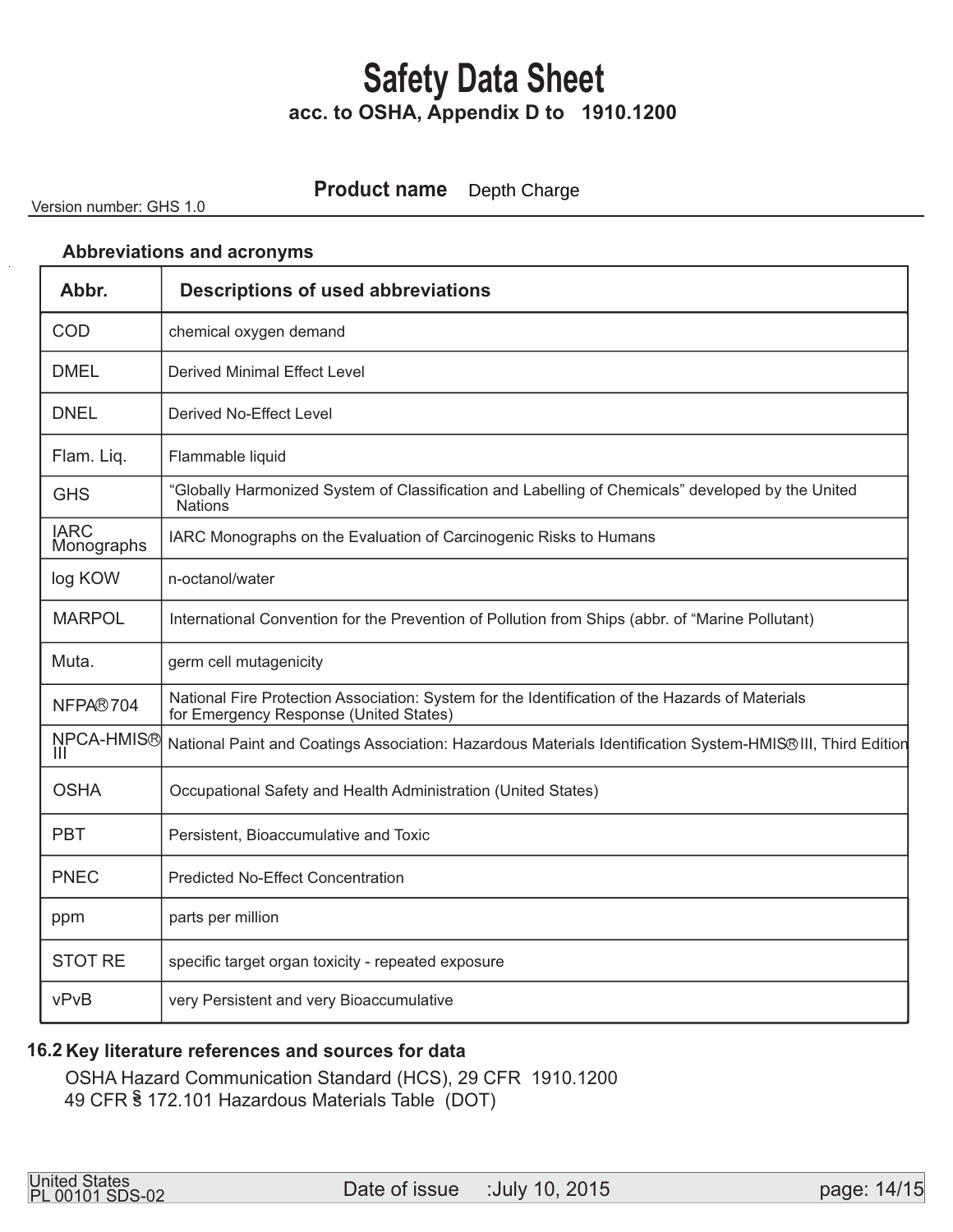# Safety Data Sheet

**acc. to OSHA, Appendix D to 1910.1200**

**Product name** Depth Charge

Version number: GHS 1.0

### Abbreviations and acronyms

| Abbr. | Descriptions of used abbreviations |
|---|---|
| COD | chemical oxygen demand |
| DMEL | Derived Minimal Effect Level |
| DNEL | Derived No-Effect Level |
| Flam. Liq. | Flammable liquid |
| GHS | "Globally Harmonized System of Classification and Labelling of Chemicals" developed by the United Nations |
| IARC Monographs | IARC Monographs on the Evaluation of Carcinogenic Risks to Humans |
| log KOW | n-octanol/water |
| MARPOL | International Convention for the Prevention of Pollution from Ships (abbr. of "Marine Pollutant) |
| Muta. | germ cell mutagenicity |
| NFPA® 704 | National Fire Protection Association: System for the Identification of the Hazards of Materials for Emergency Response (United States) |
| NPCA-HMIS® III | National Paint and Coatings Association: Hazardous Materials Identification System-HMIS® III, Third Edition |
| OSHA | Occupational Safety and Health Administration (United States) |
| PBT | Persistent, Bioaccumulative and Toxic |
| PNEC | Predicted No-Effect Concentration |
| ppm | parts per million |
| STOT RE | specific target organ toxicity - repeated exposure |
| vPvB | very Persistent and very Bioaccumulative |

### 16.2 Key literature references and sources for data

OSHA Hazard Communication Standard (HCS), 29 CFR 1910.1200
49 CFR § 172.101 Hazardous Materials Table (DOT)

United States
PL 00101 SDS-02

Date of issue :July 10, 2015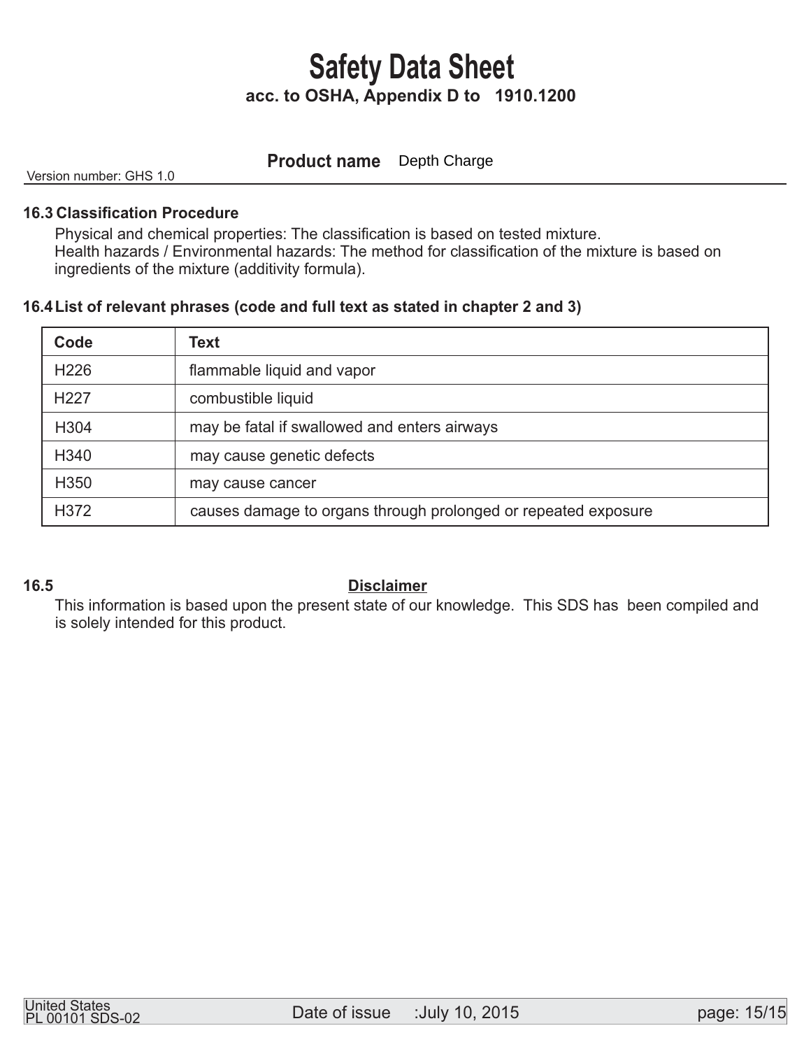### 16.3 Classification Procedure

Physical and chemical properties: The classification is based on tested mixture.
Health hazards / Environmental hazards: The method for classification of the mixture is based on ingredients of the mixture (additivity formula).

### 16.4 List of relevant phrases (code and full text as stated in chapter 2 and 3)

| Code | Text |
|---|---|
| H226 | flammable liquid and vapor |
| H227 | combustible liquid |
| H304 | may be fatal if swallowed and enters airways |
| H340 | may cause genetic defects |
| H350 | may cause cancer |
| H372 | causes damage to organs through prolonged or repeated exposure |

### 16.5 Disclaimer

This information is based upon the present state of our knowledge. This SDS has been compiled and is solely intended for this product.